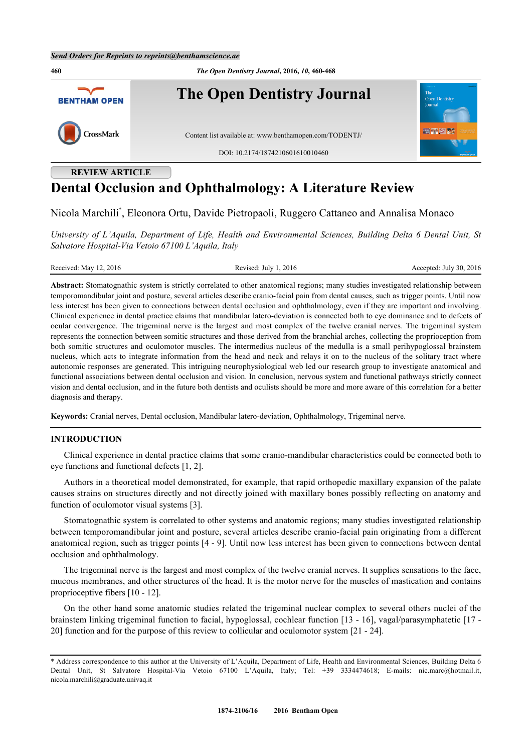Send Orders for Reprints to reprints@benthamscience.ae

**REVIEW ARTICLE**

# Dental Occlusion and Ophthalmology: A Literature Review

Nicola Marchili[*], Eleonora Ortu, Davide Pietropaoli, Ruggero Cattaneo and Annalisa Monaco

*University of L'Aquila, Department of Life, Health and Environmental Sciences, Building Delta 6 Dental Unit, St Salvatore Hospital-Via Vetoio 67100 L'Aquila, Italy*

Received: May 12, 2016 | Revised: July 1, 2016 | Accepted: July 30, 2016

**Abstract:** Stomatognathic system is strictly correlated to other anatomical regions; many studies investigated relationship between temporomandibular joint and posture, several articles describe cranio-facial pain from dental causes, such as trigger points. Until now less interest has been given to connections between dental occlusion and ophthalmology, even if they are important and involving. Clinical experience in dental practice claims that mandibular latero-deviation is connected both to eye dominance and to defects of ocular convergence. The trigeminal nerve is the largest and most complex of the twelve cranial nerves. The trigeminal system represents the connection between somitic structures and those derived from the branchial arches, collecting the proprioception from both somitic structures and oculomotor muscles. The intermedius nucleus of the medulla is a small perihypoglossal brainstem nucleus, which acts to integrate information from the head and neck and relays it on to the nucleus of the solitary tract where autonomic responses are generated. This intriguing neurophysiological web led our research group to investigate anatomical and functional associations between dental occlusion and vision. In conclusion, nervous system and functional pathways strictly connect vision and dental occlusion, and in the future both dentists and oculists should be more and more aware of this correlation for a better diagnosis and therapy.

**Keywords:** Cranial nerves, Dental occlusion, Mandibular latero-deviation, Ophthalmology, Trigeminal nerve.

## INTRODUCTION

Clinical experience in dental practice claims that some cranio-mandibular characteristics could be connected both to eye functions and functional defects [1, 2].

Authors in a theoretical model demonstrated, for example, that rapid orthopedic maxillary expansion of the palate causes strains on structures directly and not directly joined with maxillary bones possibly reflecting on anatomy and function of oculomotor visual systems [3].

Stomatognathic system is correlated to other systems and anatomic regions; many studies investigated relationship between temporomandibular joint and posture, several articles describe cranio-facial pain originating from a different anatomical region, such as trigger points [4 - 9]. Until now less interest has been given to connections between dental occlusion and ophthalmology.

The trigeminal nerve is the largest and most complex of the twelve cranial nerves. It supplies sensations to the face, mucous membranes, and other structures of the head. It is the motor nerve for the muscles of mastication and contains proprioceptive fibers [10 - 12].

On the other hand some anatomic studies related the trigeminal nuclear complex to several others nuclei of the brainstem linking trigeminal function to facial, hypoglossal, cochlear function [13 - 16], vagal/parasymphatetic [17 - 20] function and for the purpose of this review to collicular and oculomotor system [21 - 24].

\* Address correspondence to this author at the University of L'Aquila, Department of Life, Health and Environmental Sciences, Building Delta 6 Dental Unit, St Salvatore Hospital-Via Vetoio 67100 L'Aquila, Italy; Tel: +39 3334474618; E-mails: nic.marc@hotmail.it, nicola.marchili@graduate.univaq.it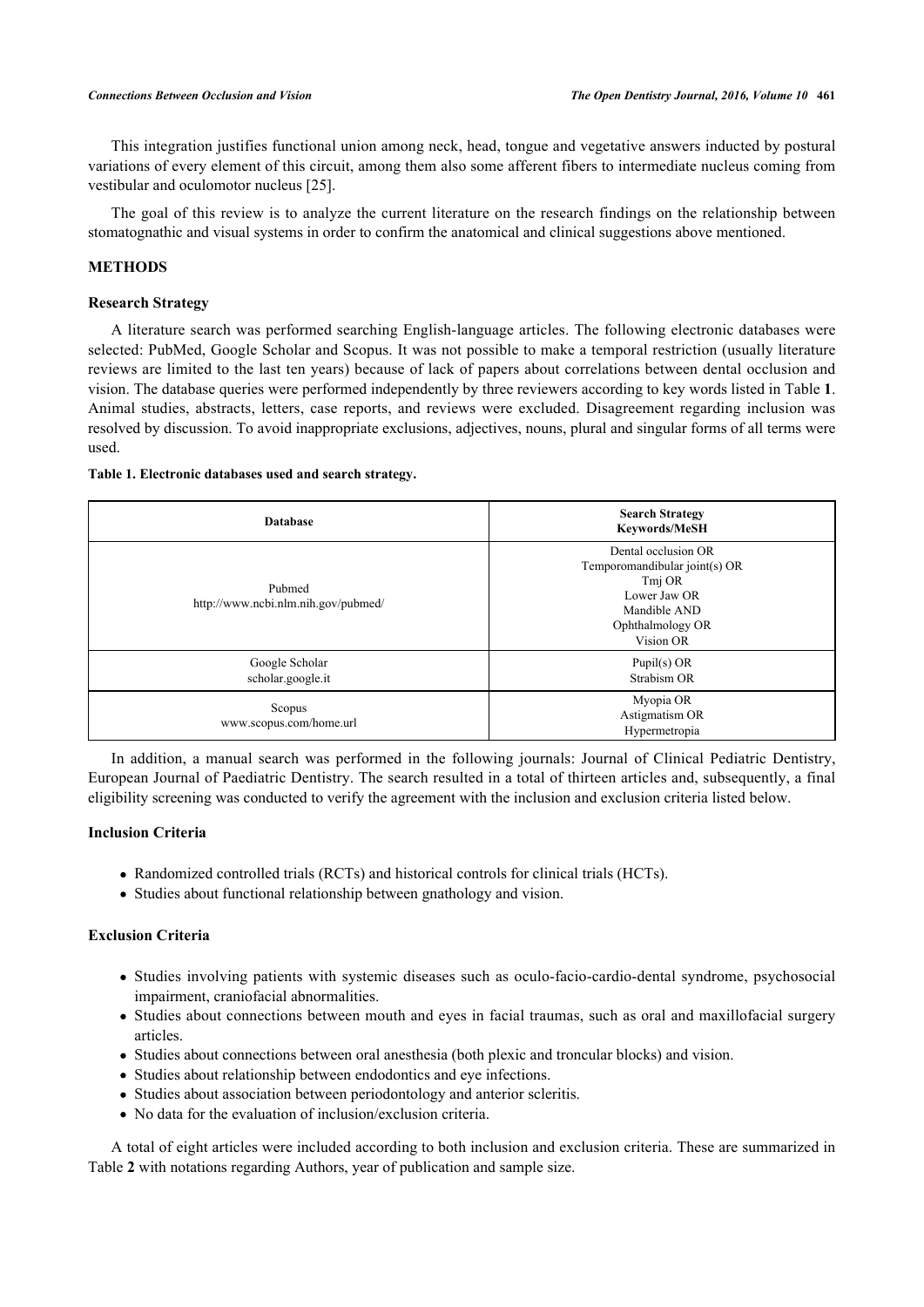This integration justifies functional union among neck, head, tongue and vegetative answers inducted by postural variations of every element of this circuit, among them also some afferent fibers to intermediate nucleus coming from vestibular and oculomotor nucleus [25].

The goal of this review is to analyze the current literature on the research findings on the relationship between stomatognathic and visual systems in order to confirm the anatomical and clinical suggestions above mentioned.

## METHODS

### Research Strategy

A literature search was performed searching English-language articles. The following electronic databases were selected: PubMed, Google Scholar and Scopus. It was not possible to make a temporal restriction (usually literature reviews are limited to the last ten years) because of lack of papers about correlations between dental occlusion and vision. The database queries were performed independently by three reviewers according to key words listed in Table **1**. Animal studies, abstracts, letters, case reports, and reviews were excluded. Disagreement regarding inclusion was resolved by discussion. To avoid inappropriate exclusions, adjectives, nouns, plural and singular forms of all terms were used.

**Table 1. Electronic databases used and search strategy.**

| Database | Search Strategy Keywords/MeSH |
|---|---|
| Pubmed http://www.ncbi.nlm.nih.gov/pubmed/ | Dental occlusion OR Temporomandibular joint(s) OR Tmj OR Lower Jaw OR Mandible AND Ophthalmology OR Vision OR |
| Google Scholar scholar.google.it | Pupil(s) OR Strabism OR |
| Scopus www.scopus.com/home.url | Myopia OR Astigmatism OR Hypermetropia |

In addition, a manual search was performed in the following journals: Journal of Clinical Pediatric Dentistry, European Journal of Paediatric Dentistry. The search resulted in a total of thirteen articles and, subsequently, a final eligibility screening was conducted to verify the agreement with the inclusion and exclusion criteria listed below.

### Inclusion Criteria

- Randomized controlled trials (RCTs) and historical controls for clinical trials (HCTs).
- Studies about functional relationship between gnathology and vision.

### Exclusion Criteria

- Studies involving patients with systemic diseases such as oculo-facio-cardio-dental syndrome, psychosocial impairment, craniofacial abnormalities.
- Studies about connections between mouth and eyes in facial traumas, such as oral and maxillofacial surgery articles.
- Studies about connections between oral anesthesia (both plexic and troncular blocks) and vision.
- Studies about relationship between endodontics and eye infections.
- Studies about association between periodontology and anterior scleritis.
- No data for the evaluation of inclusion/exclusion criteria.

A total of eight articles were included according to both inclusion and exclusion criteria. These are summarized in Table **2** with notations regarding Authors, year of publication and sample size.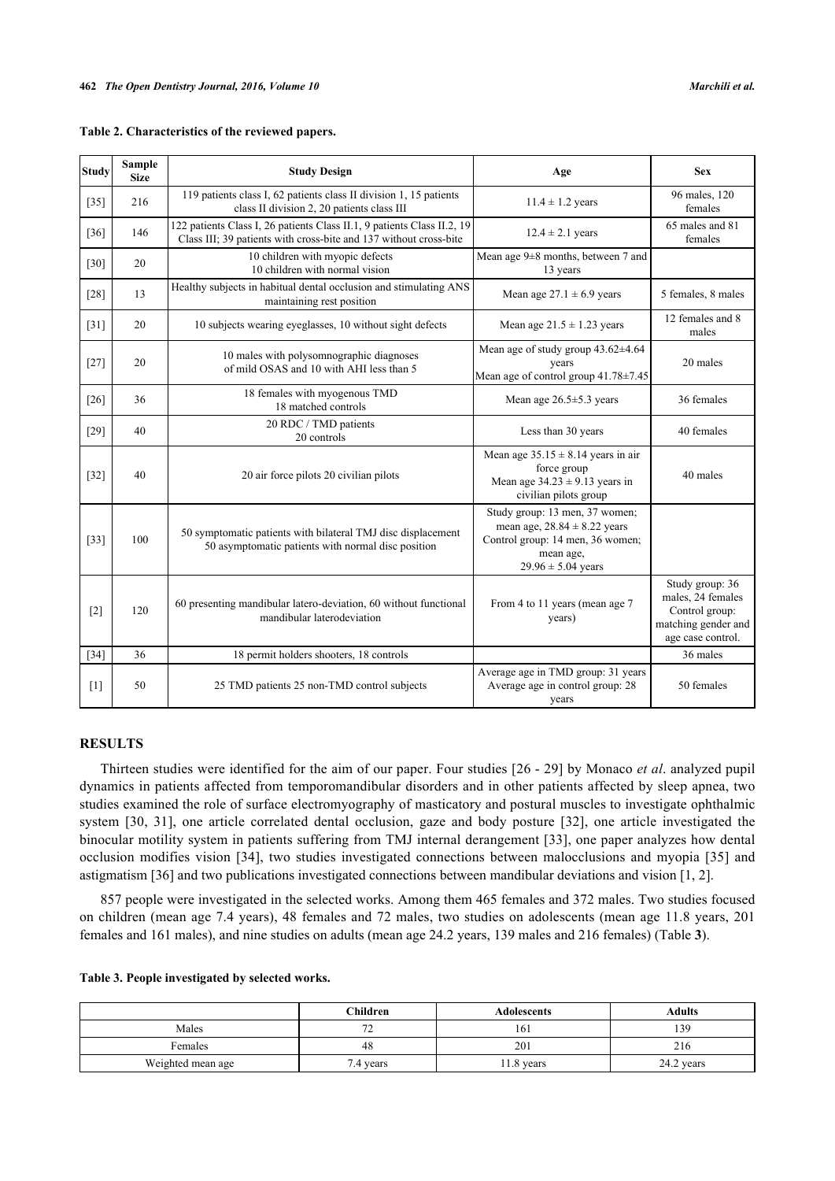**Table 2. Characteristics of the reviewed papers.**

| Study | Sample Size | Study Design | Age | Sex |
|---|---|---|---|---|
| [35] | 216 | 119 patients class I, 62 patients class II division 1, 15 patients class II division 2, 20 patients class III | 11.4 ± 1.2 years | 96 males, 120 females |
| [36] | 146 | 122 patients Class I, 26 patients Class II.1, 9 patients Class II.2, 19 Class III; 39 patients with cross-bite and 137 without cross-bite | 12.4 ± 2.1 years | 65 males and 81 females |
| [30] | 20 | 10 children with myopic defects<br>10 children with normal vision | Mean age 9±8 months, between 7 and 13 years | |
| [28] | 13 | Healthy subjects in habitual dental occlusion and stimulating ANS maintaining rest position | Mean age 27.1 ± 6.9 years | 5 females, 8 males |
| [31] | 20 | 10 subjects wearing eyeglasses, 10 without sight defects | Mean age 21.5 ± 1.23 years | 12 females and 8 males |
| [27] | 20 | 10 males with polysomnographic diagnoses of mild OSAS and 10 with AHI less than 5 | Mean age of study group 43.62±4.64 years<br>Mean age of control group 41.78±7.45 | 20 males |
| [26] | 36 | 18 females with myogenous TMD<br>18 matched controls | Mean age 26.5±5.3 years | 36 females |
| [29] | 40 | 20 RDC / TMD patients<br>20 controls | Less than 30 years | 40 females |
| [32] | 40 | 20 air force pilots 20 civilian pilots | Mean age 35.15 ± 8.14 years in air force group<br>Mean age 34.23 ± 9.13 years in civilian pilots group | 40 males |
| [33] | 100 | 50 symptomatic patients with bilateral TMJ disc displacement<br>50 asymptomatic patients with normal disc position | Study group: 13 men, 37 women; mean age, 28.84 ± 8.22 years<br>Control group: 14 men, 36 women; mean age, 29.96 ± 5.04 years | |
| [2] | 120 | 60 presenting mandibular latero-deviation, 60 without functional mandibular laterodeviation | From 4 to 11 years (mean age 7 years) | Study group: 36 males, 24 females<br>Control group: matching gender and age case control. |
| [34] | 36 | 18 permit holders shooters, 18 controls | | 36 males |
| [1] | 50 | 25 TMD patients 25 non-TMD control subjects | Average age in TMD group: 31 years<br>Average age in control group: 28 years | 50 females |

## RESULTS

Thirteen studies were identified for the aim of our paper. Four studies [26 - 29] by Monaco *et al*. analyzed pupil dynamics in patients affected from temporomandibular disorders and in other patients affected by sleep apnea, two studies examined the role of surface electromyography of masticatory and postural muscles to investigate ophthalmic system [30, 31], one article correlated dental occlusion, gaze and body posture [32], one article investigated the binocular motility system in patients suffering from TMJ internal derangement [33], one paper analyzes how dental occlusion modifies vision [34], two studies investigated connections between malocclusions and myopia [35] and astigmatism [36] and two publications investigated connections between mandibular deviations and vision [1, 2].

857 people were investigated in the selected works. Among them 465 females and 372 males. Two studies focused on children (mean age 7.4 years), 48 females and 72 males, two studies on adolescents (mean age 11.8 years, 201 females and 161 males), and nine studies on adults (mean age 24.2 years, 139 males and 216 females) (Table **3**).

**Table 3. People investigated by selected works.**

| | Children | Adolescents | Adults |
|---|---|---|---|
| Males | 72 | 161 | 139 |
| Females | 48 | 201 | 216 |
| Weighted mean age | 7.4 years | 11.8 years | 24.2 years |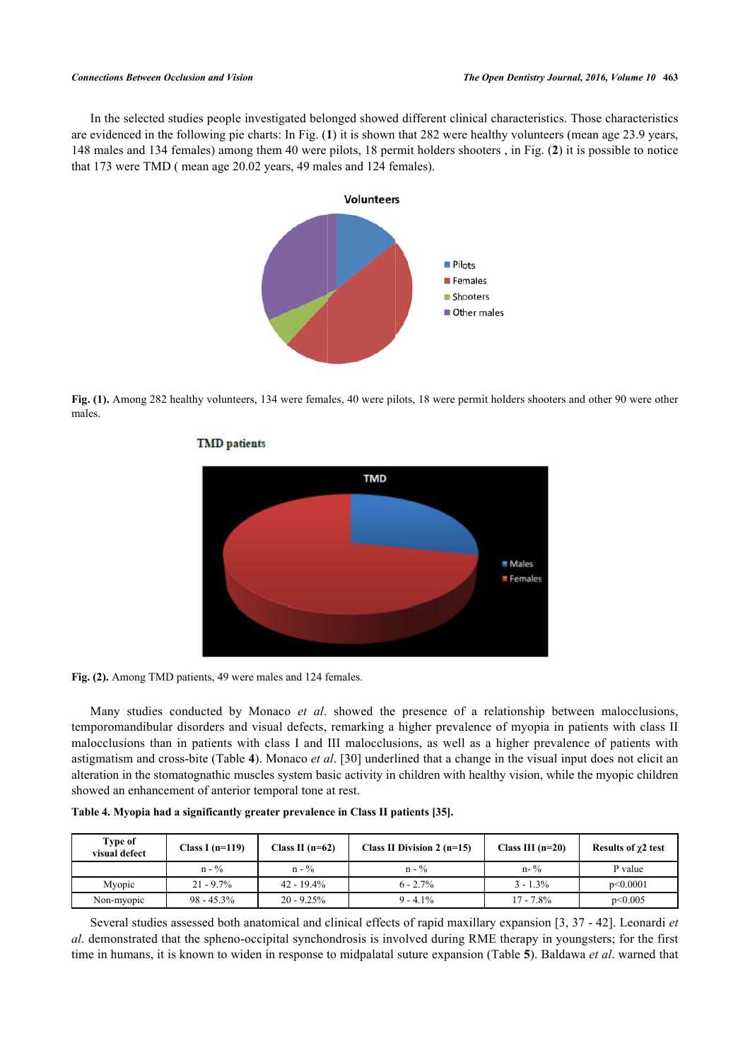In the selected studies people investigated belonged showed different clinical characteristics. Those characteristics are evidenced in the following pie charts: In Fig. (**1**) it is shown that 282 were healthy volunteers (mean age 23.9 years, 148 males and 134 females) among them 40 were pilots, 18 permit holders shooters , in Fig. (**2**) it is possible to notice that 173 were TMD ( mean age 20.02 years, 49 males and 124 females).

**Fig. (1).** Among 282 healthy volunteers, 134 were females, 40 were pilots, 18 were permit holders shooters and other 90 were other males.

**Fig. (2).** Among TMD patients, 49 were males and 124 females.

Many studies conducted by Monaco *et al*. showed the presence of a relationship between malocclusions, temporomandibular disorders and visual defects, remarking a higher prevalence of myopia in patients with class II malocclusions than in patients with class I and III malocclusions, as well as a higher prevalence of patients with astigmatism and cross-bite (Table **4**). Monaco *et al*. [30] underlined that a change in the visual input does not elicit an alteration in the stomatognathic muscles system basic activity in children with healthy vision, while the myopic children showed an enhancement of anterior temporal tone at rest.

**Table 4. Myopia had a significantly greater prevalence in Class II patients [35].**

| Type of visual defect | Class I (n=119) | Class II (n=62) | Class II Division 2 (n=15) | Class III (n=20) | Results of $\chi 2$ test |
|---|---|---|---|---|---|
| | n - % | n - % | n - % | n- % | P value |
| Myopic | 21 - 9.7% | 42 - 19.4% | 6 - 2.7% | 3 - 1.3% | p<0.0001 |
| Non-myopic | 98 - 45.3% | 20 - 9.25% | 9 - 4.1% | 17 - 7.8% | p<0.005 |

Several studies assessed both anatomical and clinical effects of rapid maxillary expansion [3, 37 - 42]. Leonardi *et al*. demonstrated that the spheno-occipital synchondrosis is involved during RME therapy in youngsters; for the first time in humans, it is known to widen in response to midpalatal suture expansion (Table **5**). Baldawa *et al*. warned that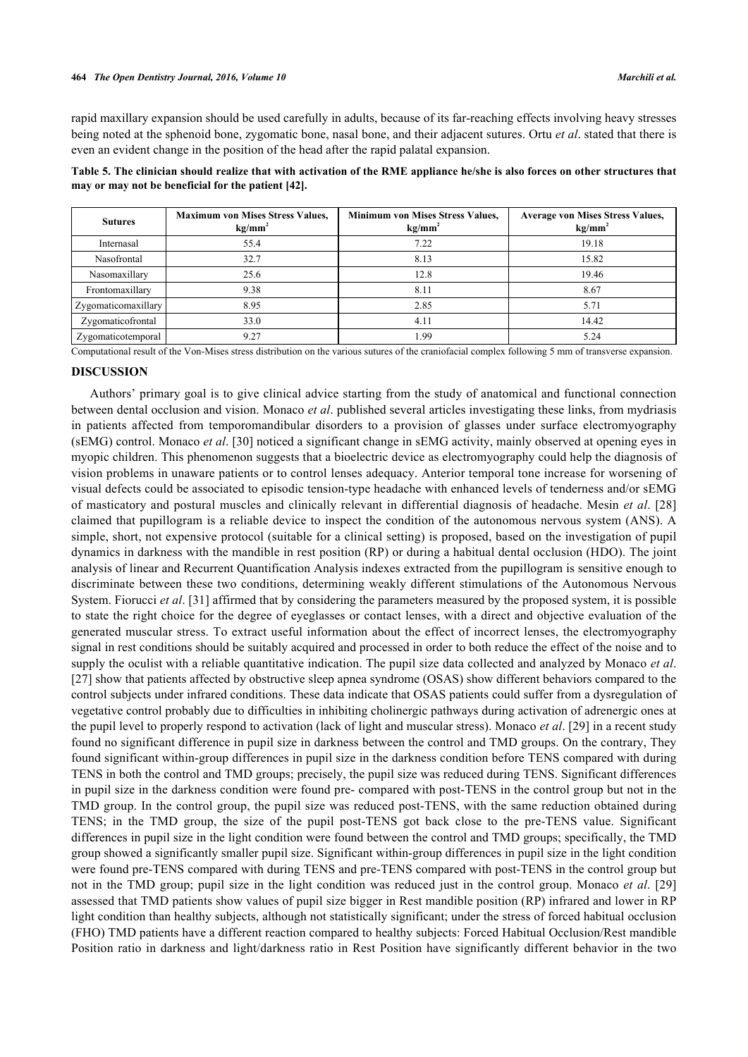rapid maxillary expansion should be used carefully in adults, because of its far-reaching effects involving heavy stresses being noted at the sphenoid bone, zygomatic bone, nasal bone, and their adjacent sutures. Ortu *et al*. stated that there is even an evident change in the position of the head after the rapid palatal expansion.

**Table 5. The clinician should realize that with activation of the RME appliance he/she is also forces on other structures that may or may not be beneficial for the patient [42].**

| Sutures | Maximum von Mises Stress Values, kg/mm$^2$ | Minimum von Mises Stress Values, kg/mm$^2$ | Average von Mises Stress Values, kg/mm$^2$ |
|---|---|---|---|
| Internasal | 55.4 | 7.22 | 19.18 |
| Nasofrontal | 32.7 | 8.13 | 15.82 |
| Nasomaxillary | 25.6 | 12.8 | 19.46 |
| Frontomaxillary | 9.38 | 8.11 | 8.67 |
| Zygomaticomaxillary | 8.95 | 2.85 | 5.71 |
| Zygomaticofrontal | 33.0 | 4.11 | 14.42 |
| Zygomaticotemporal | 9.27 | 1.99 | 5.24 |

Computational result of the Von-Mises stress distribution on the various sutures of the craniofacial complex following 5 mm of transverse expansion.

## DISCUSSION

Authors' primary goal is to give clinical advice starting from the study of anatomical and functional connection between dental occlusion and vision. Monaco *et al*. published several articles investigating these links, from mydriasis in patients affected from temporomandibular disorders to a provision of glasses under surface electromyography (sEMG) control. Monaco *et al*. [30] noticed a significant change in sEMG activity, mainly observed at opening eyes in myopic children. This phenomenon suggests that a bioelectric device as electromyography could help the diagnosis of vision problems in unaware patients or to control lenses adequacy. Anterior temporal tone increase for worsening of visual defects could be associated to episodic tension-type headache with enhanced levels of tenderness and/or sEMG of masticatory and postural muscles and clinically relevant in differential diagnosis of headache. Mesin *et al*. [28] claimed that pupillogram is a reliable device to inspect the condition of the autonomous nervous system (ANS). A simple, short, not expensive protocol (suitable for a clinical setting) is proposed, based on the investigation of pupil dynamics in darkness with the mandible in rest position (RP) or during a habitual dental occlusion (HDO). The joint analysis of linear and Recurrent Quantification Analysis indexes extracted from the pupillogram is sensitive enough to discriminate between these two conditions, determining weakly different stimulations of the Autonomous Nervous System. Fiorucci *et al*. [31] affirmed that by considering the parameters measured by the proposed system, it is possible to state the right choice for the degree of eyeglasses or contact lenses, with a direct and objective evaluation of the generated muscular stress. To extract useful information about the effect of incorrect lenses, the electromyography signal in rest conditions should be suitably acquired and processed in order to both reduce the effect of the noise and to supply the oculist with a reliable quantitative indication. The pupil size data collected and analyzed by Monaco *et al*. [27] show that patients affected by obstructive sleep apnea syndrome (OSAS) show different behaviors compared to the control subjects under infrared conditions. These data indicate that OSAS patients could suffer from a dysregulation of vegetative control probably due to difficulties in inhibiting cholinergic pathways during activation of adrenergic ones at the pupil level to properly respond to activation (lack of light and muscular stress). Monaco *et al*. [29] in a recent study found no significant difference in pupil size in darkness between the control and TMD groups. On the contrary, They found significant within-group differences in pupil size in the darkness condition before TENS compared with during TENS in both the control and TMD groups; precisely, the pupil size was reduced during TENS. Significant differences in pupil size in the darkness condition were found pre- compared with post-TENS in the control group but not in the TMD group. In the control group, the pupil size was reduced post-TENS, with the same reduction obtained during TENS; in the TMD group, the size of the pupil post-TENS got back close to the pre-TENS value. Significant differences in pupil size in the light condition were found between the control and TMD groups; specifically, the TMD group showed a significantly smaller pupil size. Significant within-group differences in pupil size in the light condition were found pre-TENS compared with during TENS and pre-TENS compared with post-TENS in the control group but not in the TMD group; pupil size in the light condition was reduced just in the control group. Monaco *et al*. [29] assessed that TMD patients show values of pupil size bigger in Rest mandible position (RP) infrared and lower in RP light condition than healthy subjects, although not statistically significant; under the stress of forced habitual occlusion (FHO) TMD patients have a different reaction compared to healthy subjects: Forced Habitual Occlusion/Rest mandible Position ratio in darkness and light/darkness ratio in Rest Position have significantly different behavior in the two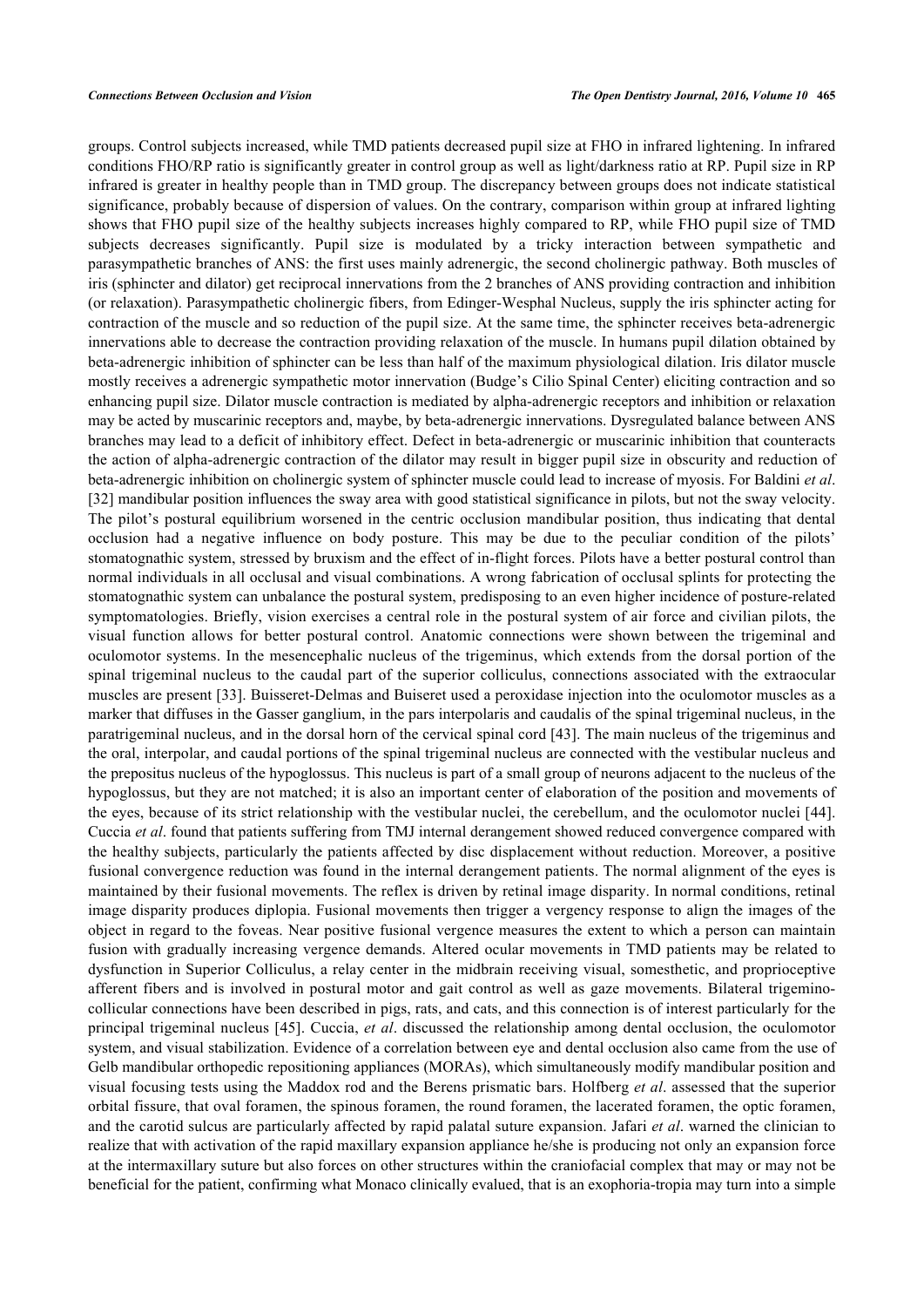groups. Control subjects increased, while TMD patients decreased pupil size at FHO in infrared lightening. In infrared conditions FHO/RP ratio is significantly greater in control group as well as light/darkness ratio at RP. Pupil size in RP infrared is greater in healthy people than in TMD group. The discrepancy between groups does not indicate statistical significance, probably because of dispersion of values. On the contrary, comparison within group at infrared lighting shows that FHO pupil size of the healthy subjects increases highly compared to RP, while FHO pupil size of TMD subjects decreases significantly. Pupil size is modulated by a tricky interaction between sympathetic and parasympathetic branches of ANS: the first uses mainly adrenergic, the second cholinergic pathway. Both muscles of iris (sphincter and dilator) get reciprocal innervations from the 2 branches of ANS providing contraction and inhibition (or relaxation). Parasympathetic cholinergic fibers, from Edinger-Wesphal Nucleus, supply the iris sphincter acting for contraction of the muscle and so reduction of the pupil size. At the same time, the sphincter receives beta-adrenergic innervations able to decrease the contraction providing relaxation of the muscle. In humans pupil dilation obtained by beta-adrenergic inhibition of sphincter can be less than half of the maximum physiological dilation. Iris dilator muscle mostly receives a adrenergic sympathetic motor innervation (Budge's Cilio Spinal Center) eliciting contraction and so enhancing pupil size. Dilator muscle contraction is mediated by alpha-adrenergic receptors and inhibition or relaxation may be acted by muscarinic receptors and, maybe, by beta-adrenergic innervations. Dysregulated balance between ANS branches may lead to a deficit of inhibitory effect. Defect in beta-adrenergic or muscarinic inhibition that counteracts the action of alpha-adrenergic contraction of the dilator may result in bigger pupil size in obscurity and reduction of beta-adrenergic inhibition on cholinergic system of sphincter muscle could lead to increase of myosis. For Baldini *et al*. [32] mandibular position influences the sway area with good statistical significance in pilots, but not the sway velocity. The pilot's postural equilibrium worsened in the centric occlusion mandibular position, thus indicating that dental occlusion had a negative influence on body posture. This may be due to the peculiar condition of the pilots' stomatognathic system, stressed by bruxism and the effect of in-flight forces. Pilots have a better postural control than normal individuals in all occlusal and visual combinations. A wrong fabrication of occlusal splints for protecting the stomatognathic system can unbalance the postural system, predisposing to an even higher incidence of posture-related symptomatologies. Briefly, vision exercises a central role in the postural system of air force and civilian pilots, the visual function allows for better postural control. Anatomic connections were shown between the trigeminal and oculomotor systems. In the mesencephalic nucleus of the trigeminus, which extends from the dorsal portion of the spinal trigeminal nucleus to the caudal part of the superior colliculus, connections associated with the extraocular muscles are present [33]. Buisseret-Delmas and Buiseret used a peroxidase injection into the oculomotor muscles as a marker that diffuses in the Gasser ganglium, in the pars interpolaris and caudalis of the spinal trigeminal nucleus, in the paratrigeminal nucleus, and in the dorsal horn of the cervical spinal cord [43]. The main nucleus of the trigeminus and the oral, interpolar, and caudal portions of the spinal trigeminal nucleus are connected with the vestibular nucleus and the prepositus nucleus of the hypoglossus. This nucleus is part of a small group of neurons adjacent to the nucleus of the hypoglossus, but they are not matched; it is also an important center of elaboration of the position and movements of the eyes, because of its strict relationship with the vestibular nuclei, the cerebellum, and the oculomotor nuclei [44]. Cuccia *et al*. found that patients suffering from TMJ internal derangement showed reduced convergence compared with the healthy subjects, particularly the patients affected by disc displacement without reduction. Moreover, a positive fusional convergence reduction was found in the internal derangement patients. The normal alignment of the eyes is maintained by their fusional movements. The reflex is driven by retinal image disparity. In normal conditions, retinal image disparity produces diplopia. Fusional movements then trigger a vergency response to align the images of the object in regard to the foveas. Near positive fusional vergence measures the extent to which a person can maintain fusion with gradually increasing vergence demands. Altered ocular movements in TMD patients may be related to dysfunction in Superior Colliculus, a relay center in the midbrain receiving visual, somesthetic, and proprioceptive afferent fibers and is involved in postural motor and gait control as well as gaze movements. Bilateral trigemino-collicular connections have been described in pigs, rats, and cats, and this connection is of interest particularly for the principal trigeminal nucleus [45]. Cuccia, *et al*. discussed the relationship among dental occlusion, the oculomotor system, and visual stabilization. Evidence of a correlation between eye and dental occlusion also came from the use of Gelb mandibular orthopedic repositioning appliances (MORAs), which simultaneously modify mandibular position and visual focusing tests using the Maddox rod and the Berens prismatic bars. Holfberg *et al*. assessed that the superior orbital fissure, that oval foramen, the spinous foramen, the round foramen, the lacerated foramen, the optic foramen, and the carotid sulcus are particularly affected by rapid palatal suture expansion. Jafari *et al*. warned the clinician to realize that with activation of the rapid maxillary expansion appliance he/she is producing not only an expansion force at the intermaxillary suture but also forces on other structures within the craniofacial complex that may or may not be beneficial for the patient, confirming what Monaco clinically evalued, that is an exophoria-tropia may turn into a simple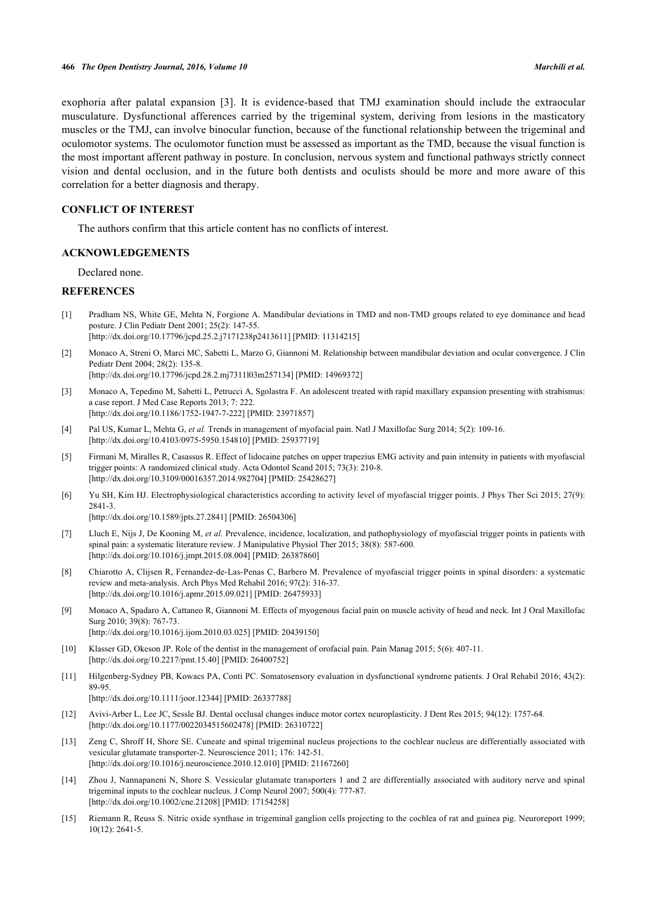exophoria after palatal expansion [3]. It is evidence-based that TMJ examination should include the extraocular musculature. Dysfunctional afferences carried by the trigeminal system, deriving from lesions in the masticatory muscles or the TMJ, can involve binocular function, because of the functional relationship between the trigeminal and oculomotor systems. The oculomotor function must be assessed as important as the TMD, because the visual function is the most important afferent pathway in posture. In conclusion, nervous system and functional pathways strictly connect vision and dental occlusion, and in the future both dentists and oculists should be more and more aware of this correlation for a better diagnosis and therapy.

## CONFLICT OF INTEREST

The authors confirm that this article content has no conflicts of interest.

## ACKNOWLEDGEMENTS

Declared none.

## REFERENCES

[1] Pradham NS, White GE, Mehta N, Forgione A. Mandibular deviations in TMD and non-TMD groups related to eye dominance and head posture. J Clin Pediatr Dent 2001; 25(2): 147-55. [http://dx.doi.org/10.17796/jcpd.25.2.j7171238p2413611] [PMID: 11314215]

[2] Monaco A, Streni O, Marci MC, Sabetti L, Marzo G, Giannoni M. Relationship between mandibular deviation and ocular convergence. J Clin Pediatr Dent 2004; 28(2): 135-8. [http://dx.doi.org/10.17796/jcpd.28.2.mj7311l03m257134] [PMID: 14969372]

[3] Monaco A, Tepedino M, Sabetti L, Petrucci A, Sgolastra F. An adolescent treated with rapid maxillary expansion presenting with strabismus: a case report. J Med Case Reports 2013; 7: 222. [http://dx.doi.org/10.1186/1752-1947-7-222] [PMID: 23971857]

[4] Pal US, Kumar L, Mehta G, *et al.* Trends in management of myofacial pain. Natl J Maxillofac Surg 2014; 5(2): 109-16. [http://dx.doi.org/10.4103/0975-5950.154810] [PMID: 25937719]

[5] Firmani M, Miralles R, Casassus R. Effect of lidocaine patches on upper trapezius EMG activity and pain intensity in patients with myofascial trigger points: A randomized clinical study. Acta Odontol Scand 2015; 73(3): 210-8. [http://dx.doi.org/10.3109/00016357.2014.982704] [PMID: 25428627]

[6] Yu SH, Kim HJ. Electrophysiological characteristics according to activity level of myofascial trigger points. J Phys Ther Sci 2015; 27(9): 2841-3. [http://dx.doi.org/10.1589/jpts.27.2841] [PMID: 26504306]

[7] Lluch E, Nijs J, De Kooning M, *et al.* Prevalence, incidence, localization, and pathophysiology of myofascial trigger points in patients with spinal pain: a systematic literature review. J Manipulative Physiol Ther 2015; 38(8): 587-600. [http://dx.doi.org/10.1016/j.jmpt.2015.08.004] [PMID: 26387860]

[8] Chiarotto A, Clijsen R, Fernandez-de-Las-Penas C, Barbero M. Prevalence of myofascial trigger points in spinal disorders: a systematic review and meta-analysis. Arch Phys Med Rehabil 2016; 97(2): 316-37. [http://dx.doi.org/10.1016/j.apmr.2015.09.021] [PMID: 26475933]

[9] Monaco A, Spadaro A, Cattaneo R, Giannoni M. Effects of myogenous facial pain on muscle activity of head and neck. Int J Oral Maxillofac Surg 2010; 39(8): 767-73. [http://dx.doi.org/10.1016/j.ijom.2010.03.025] [PMID: 20439150]

[10] Klasser GD, Okeson JP. Role of the dentist in the management of orofacial pain. Pain Manag 2015; 5(6): 407-11. [http://dx.doi.org/10.2217/pmt.15.40] [PMID: 26400752]

[11] Hilgenberg-Sydney PB, Kowacs PA, Conti PC. Somatosensory evaluation in dysfunctional syndrome patients. J Oral Rehabil 2016; 43(2): 89-95. [http://dx.doi.org/10.1111/joor.12344] [PMID: 26337788]

[12] Avivi-Arber L, Lee JC, Sessle BJ. Dental occlusal changes induce motor cortex neuroplasticity. J Dent Res 2015; 94(12): 1757-64. [http://dx.doi.org/10.1177/0022034515602478] [PMID: 26310722]

[13] Zeng C, Shroff H, Shore SE. Cuneate and spinal trigeminal nucleus projections to the cochlear nucleus are differentially associated with vesicular glutamate transporter-2. Neuroscience 2011; 176: 142-51. [http://dx.doi.org/10.1016/j.neuroscience.2010.12.010] [PMID: 21167260]

[14] Zhou J, Nannapaneni N, Shore S. Vessicular glutamate transporters 1 and 2 are differentially associated with auditory nerve and spinal trigeminal inputs to the cochlear nucleus. J Comp Neurol 2007; 500(4): 777-87. [http://dx.doi.org/10.1002/cne.21208] [PMID: 17154258]

[15] Riemann R, Reuss S. Nitric oxide synthase in trigeminal ganglion cells projecting to the cochlea of rat and guinea pig. Neuroreport 1999; 10(12): 2641-5.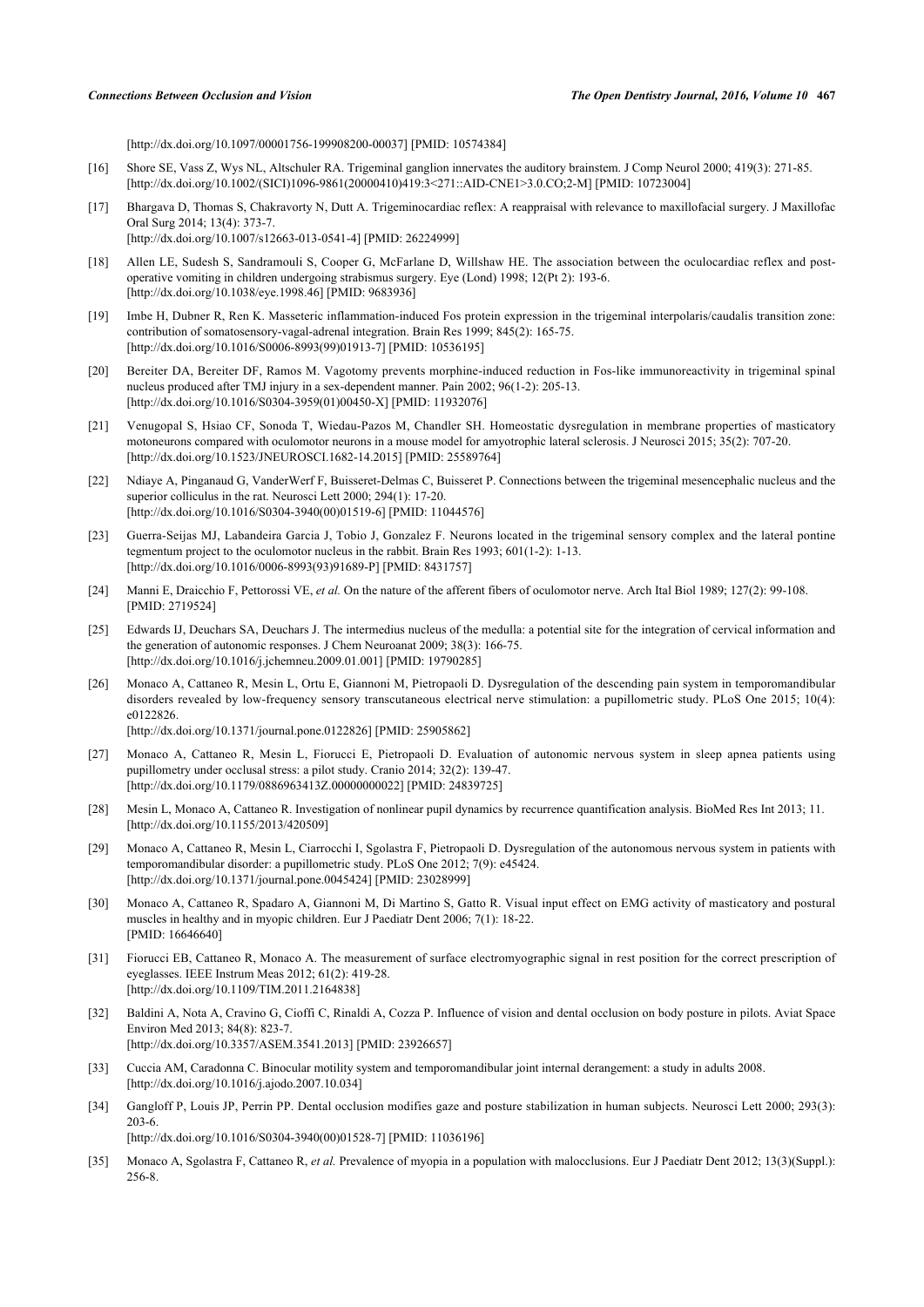[http://dx.doi.org/10.1097/00001756-199908200-00037] [PMID: 10574384]

[16] Shore SE, Vass Z, Wys NL, Altschuler RA. Trigeminal ganglion innervates the auditory brainstem. J Comp Neurol 2000; 419(3): 271-85. [http://dx.doi.org/10.1002/(SICI)1096-9861(20000410)419:3<271::AID-CNE1>3.0.CO;2-M] [PMID: 10723004]

[17] Bhargava D, Thomas S, Chakravorty N, Dutt A. Trigeminocardiac reflex: A reappraisal with relevance to maxillofacial surgery. J Maxillofac Oral Surg 2014; 13(4): 373-7.
[http://dx.doi.org/10.1007/s12663-013-0541-4] [PMID: 26224999]

[18] Allen LE, Sudesh S, Sandramouli S, Cooper G, McFarlane D, Willshaw HE. The association between the oculocardiac reflex and post-operative vomiting in children undergoing strabismus surgery. Eye (Lond) 1998; 12(Pt 2): 193-6.
[http://dx.doi.org/10.1038/eye.1998.46] [PMID: 9683936]

[19] Imbe H, Dubner R, Ren K. Masseteric inflammation-induced Fos protein expression in the trigeminal interpolaris/caudalis transition zone: contribution of somatosensory-vagal-adrenal integration. Brain Res 1999; 845(2): 165-75.
[http://dx.doi.org/10.1016/S0006-8993(99)01913-7] [PMID: 10536195]

[20] Bereiter DA, Bereiter DF, Ramos M. Vagotomy prevents morphine-induced reduction in Fos-like immunoreactivity in trigeminal spinal nucleus produced after TMJ injury in a sex-dependent manner. Pain 2002; 96(1-2): 205-13.
[http://dx.doi.org/10.1016/S0304-3959(01)00450-X] [PMID: 11932076]

[21] Venugopal S, Hsiao CF, Sonoda T, Wiedau-Pazos M, Chandler SH. Homeostatic dysregulation in membrane properties of masticatory motoneurons compared with oculomotor neurons in a mouse model for amyotrophic lateral sclerosis. J Neurosci 2015; 35(2): 707-20.
[http://dx.doi.org/10.1523/JNEUROSCI.1682-14.2015] [PMID: 25589764]

[22] Ndiaye A, Pinganaud G, VanderWerf F, Buisseret-Delmas C, Buisseret P. Connections between the trigeminal mesencephalic nucleus and the superior colliculus in the rat. Neurosci Lett 2000; 294(1): 17-20.
[http://dx.doi.org/10.1016/S0304-3940(00)01519-6] [PMID: 11044576]

[23] Guerra-Seijas MJ, Labandeira Garcia J, Tobio J, Gonzalez F. Neurons located in the trigeminal sensory complex and the lateral pontine tegmentum project to the oculomotor nucleus in the rabbit. Brain Res 1993; 601(1-2): 1-13.
[http://dx.doi.org/10.1016/0006-8993(93)91689-P] [PMID: 8431757]

[24] Manni E, Draicchio F, Pettorossi VE, *et al.* On the nature of the afferent fibers of oculomotor nerve. Arch Ital Biol 1989; 127(2): 99-108. [PMID: 2719524]

[25] Edwards IJ, Deuchars SA, Deuchars J. The intermedius nucleus of the medulla: a potential site for the integration of cervical information and the generation of autonomic responses. J Chem Neuroanat 2009; 38(3): 166-75.
[http://dx.doi.org/10.1016/j.jchemneu.2009.01.001] [PMID: 19790285]

[26] Monaco A, Cattaneo R, Mesin L, Ortu E, Giannoni M, Pietropaoli D. Dysregulation of the descending pain system in temporomandibular disorders revealed by low-frequency sensory transcutaneous electrical nerve stimulation: a pupillometric study. PLoS One 2015; 10(4): e0122826.
[http://dx.doi.org/10.1371/journal.pone.0122826] [PMID: 25905862]

[27] Monaco A, Cattaneo R, Mesin L, Fiorucci E, Pietropaoli D. Evaluation of autonomic nervous system in sleep apnea patients using pupillometry under occlusal stress: a pilot study. Cranio 2014; 32(2): 139-47.
[http://dx.doi.org/10.1179/0886963413Z.00000000022] [PMID: 24839725]

[28] Mesin L, Monaco A, Cattaneo R. Investigation of nonlinear pupil dynamics by recurrence quantification analysis. BioMed Res Int 2013; 11. [http://dx.doi.org/10.1155/2013/420509]

[29] Monaco A, Cattaneo R, Mesin L, Ciarrocchi I, Sgolastra F, Pietropaoli D. Dysregulation of the autonomous nervous system in patients with temporomandibular disorder: a pupillometric study. PLoS One 2012; 7(9): e45424.
[http://dx.doi.org/10.1371/journal.pone.0045424] [PMID: 23028999]

[30] Monaco A, Cattaneo R, Spadaro A, Giannoni M, Di Martino S, Gatto R. Visual input effect on EMG activity of masticatory and postural muscles in healthy and in myopic children. Eur J Paediatr Dent 2006; 7(1): 18-22.
[PMID: 16646640]

[31] Fiorucci EB, Cattaneo R, Monaco A. The measurement of surface electromyographic signal in rest position for the correct prescription of eyeglasses. IEEE Instrum Meas 2012; 61(2): 419-28.
[http://dx.doi.org/10.1109/TIM.2011.2164838]

[32] Baldini A, Nota A, Cravino G, Cioffi C, Rinaldi A, Cozza P. Influence of vision and dental occlusion on body posture in pilots. Aviat Space Environ Med 2013; 84(8): 823-7.
[http://dx.doi.org/10.3357/ASEM.3541.2013] [PMID: 23926657]

[33] Cuccia AM, Caradonna C. Binocular motility system and temporomandibular joint internal derangement: a study in adults 2008.
[http://dx.doi.org/10.1016/j.ajodo.2007.10.034]

[34] Gangloff P, Louis JP, Perrin PP. Dental occlusion modifies gaze and posture stabilization in human subjects. Neurosci Lett 2000; 293(3): 203-6.
[http://dx.doi.org/10.1016/S0304-3940(00)01528-7] [PMID: 11036196]

[35] Monaco A, Sgolastra F, Cattaneo R, *et al.* Prevalence of myopia in a population with malocclusions. Eur J Paediatr Dent 2012; 13(3)(Suppl.): 256-8.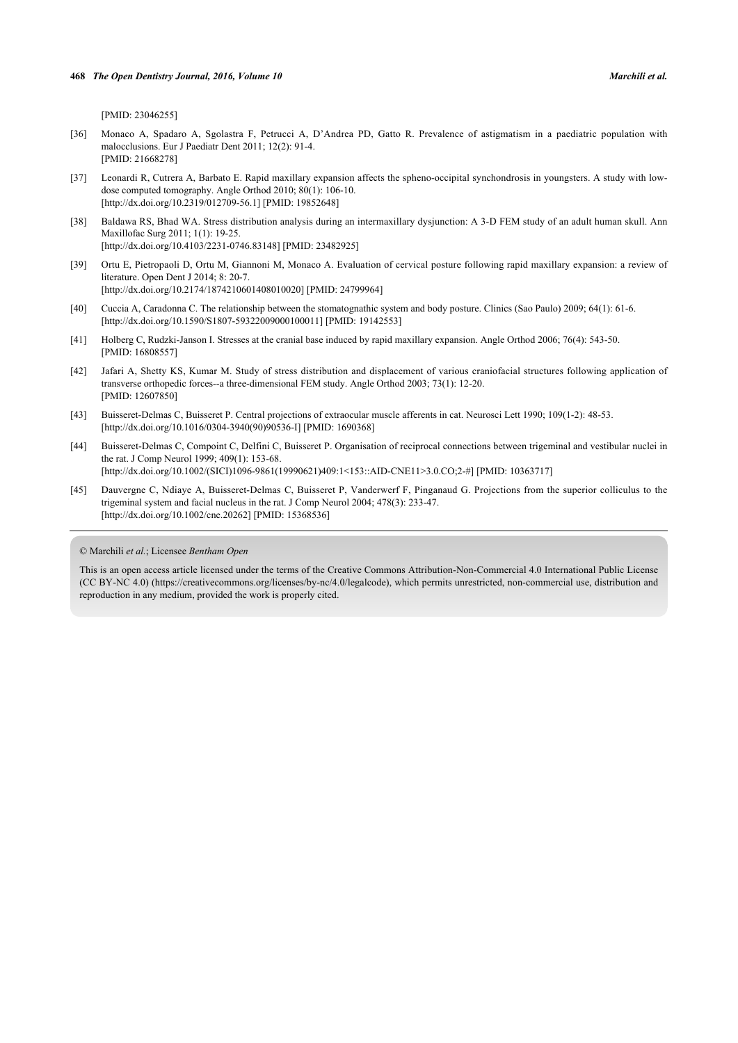[PMID: 23046255]

[36] Monaco A, Spadaro A, Sgolastra F, Petrucci A, D'Andrea PD, Gatto R. Prevalence of astigmatism in a paediatric population with malocclusions. Eur J Paediatr Dent 2011; 12(2): 91-4.
[PMID: 21668278]

[37] Leonardi R, Cutrera A, Barbato E. Rapid maxillary expansion affects the spheno-occipital synchondrosis in youngsters. A study with low-dose computed tomography. Angle Orthod 2010; 80(1): 106-10.
[http://dx.doi.org/10.2319/012709-56.1] [PMID: 19852648]

[38] Baldawa RS, Bhad WA. Stress distribution analysis during an intermaxillary dysjunction: A 3-D FEM study of an adult human skull. Ann Maxillofac Surg 2011; 1(1): 19-25.
[http://dx.doi.org/10.4103/2231-0746.83148] [PMID: 23482925]

[39] Ortu E, Pietropaoli D, Ortu M, Giannoni M, Monaco A. Evaluation of cervical posture following rapid maxillary expansion: a review of literature. Open Dent J 2014; 8: 20-7.
[http://dx.doi.org/10.2174/1874210601408010020] [PMID: 24799964]

[40] Cuccia A, Caradonna C. The relationship between the stomatognathic system and body posture. Clinics (Sao Paulo) 2009; 64(1): 61-6.
[http://dx.doi.org/10.1590/S1807-59322009000100011] [PMID: 19142553]

[41] Holberg C, Rudzki-Janson I. Stresses at the cranial base induced by rapid maxillary expansion. Angle Orthod 2006; 76(4): 543-50.
[PMID: 16808557]

[42] Jafari A, Shetty KS, Kumar M. Study of stress distribution and displacement of various craniofacial structures following application of transverse orthopedic forces--a three-dimensional FEM study. Angle Orthod 2003; 73(1): 12-20.
[PMID: 12607850]

[43] Buisseret-Delmas C, Buisseret P. Central projections of extraocular muscle afferents in cat. Neurosci Lett 1990; 109(1-2): 48-53.
[http://dx.doi.org/10.1016/0304-3940(90)90536-I] [PMID: 1690368]

[44] Buisseret-Delmas C, Compoint C, Delfini C, Buisseret P. Organisation of reciprocal connections between trigeminal and vestibular nuclei in the rat. J Comp Neurol 1999; 409(1): 153-68.
[http://dx.doi.org/10.1002/(SICI)1096-9861(19990621)409:1<153::AID-CNE11>3.0.CO;2-#] [PMID: 10363717]

[45] Dauvergne C, Ndiaye A, Buisseret-Delmas C, Buisseret P, Vanderwerf F, Pinganaud G. Projections from the superior colliculus to the trigeminal system and facial nucleus in the rat. J Comp Neurol 2004; 478(3): 233-47.
[http://dx.doi.org/10.1002/cne.20262] [PMID: 15368536]

© Marchili *et al.*; Licensee *Bentham Open*

This is an open access article licensed under the terms of the Creative Commons Attribution-Non-Commercial 4.0 International Public License (CC BY-NC 4.0) (https://creativecommons.org/licenses/by-nc/4.0/legalcode), which permits unrestricted, non-commercial use, distribution and reproduction in any medium, provided the work is properly cited.